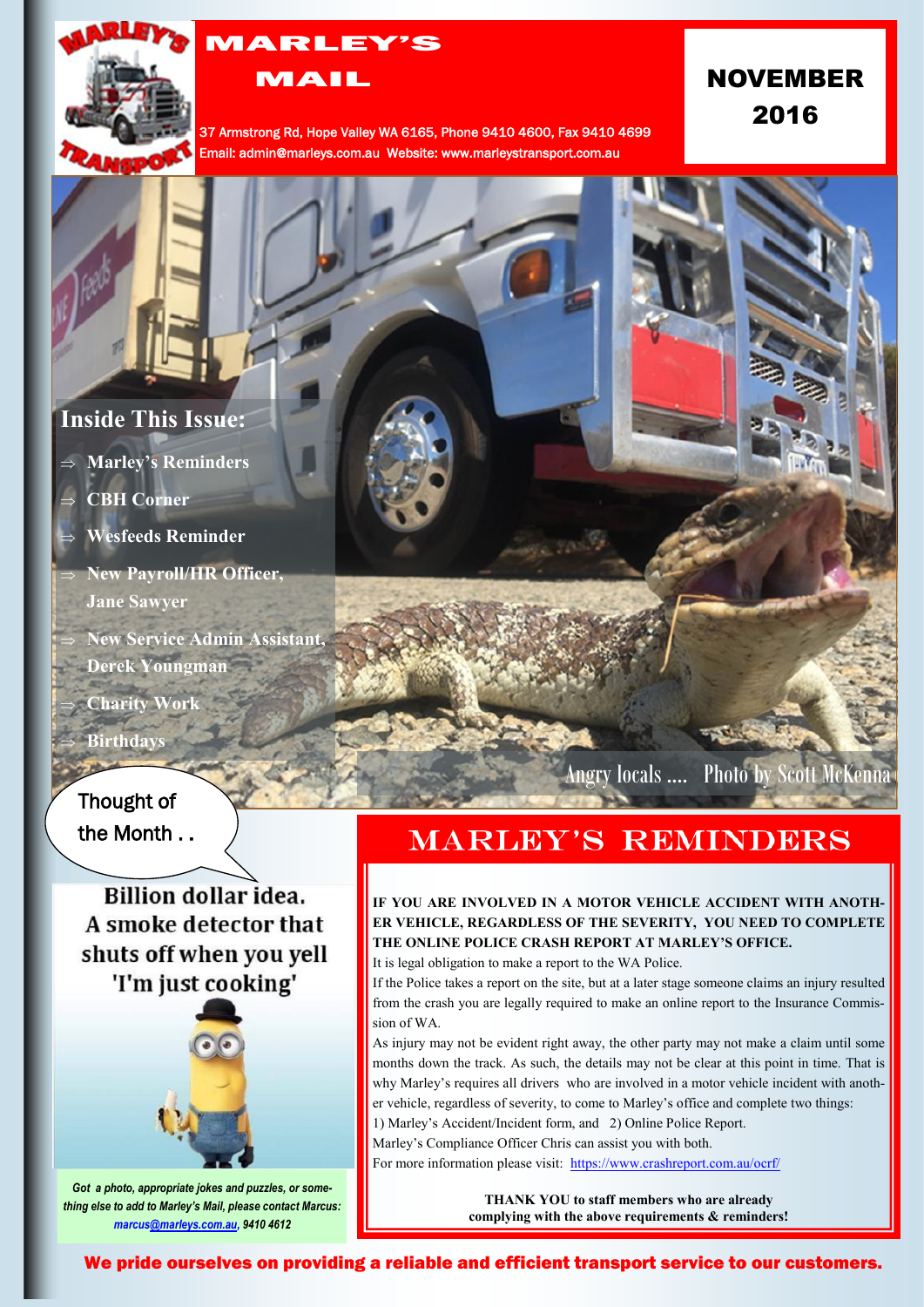# MARLEY'S MAIL

37 Armstrong Rd, Hope Valley WA 6165, Phone 9410 4600, Fax 9410 4699
Email: admin@marleys.com.au Website: www.marleystransport.com.au

**NOVEMBER 2016**

## Inside This Issue:

- Marley's Reminders
- CBH Corner
- Wesfeeds Reminder
- New Payroll/HR Officer, Jane Sawyer
- New Service Admin Assistant, Derek Youngman
- Charity Work
- Birthdays

Angry locals .... Photo by Scott McKenna

## Thought of the Month . .

Billion dollar idea. A smoke detector that shuts off when you yell 'I'm just cooking'

*Got a photo, appropriate jokes and puzzles, or something else to add to Marley's Mail, please contact Marcus: marcus@marleys.com.au, 9410 4612*

## MARLEY'S REMINDERS

**IF YOU ARE INVOLVED IN A MOTOR VEHICLE ACCIDENT WITH ANOTHER VEHICLE, REGARDLESS OF THE SEVERITY, YOU NEED TO COMPLETE THE ONLINE POLICE CRASH REPORT AT MARLEY'S OFFICE.**

It is legal obligation to make a report to the WA Police.

If the Police takes a report on the site, but at a later stage someone claims an injury resulted from the crash you are legally required to make an online report to the Insurance Commission of WA.

As injury may not be evident right away, the other party may not make a claim until some months down the track. As such, the details may not be clear at this point in time. That is why Marley's requires all drivers who are involved in a motor vehicle incident with another vehicle, regardless of severity, to come to Marley's office and complete two things:

1) Marley's Accident/Incident form, and 2) Online Police Report.

Marley's Compliance Officer Chris can assist you with both.

For more information please visit: https://www.crashreport.com.au/ocrf/

**THANK YOU to staff members who are already complying with the above requirements & reminders!**

**We pride ourselves on providing a reliable and efficient transport service to our customers.**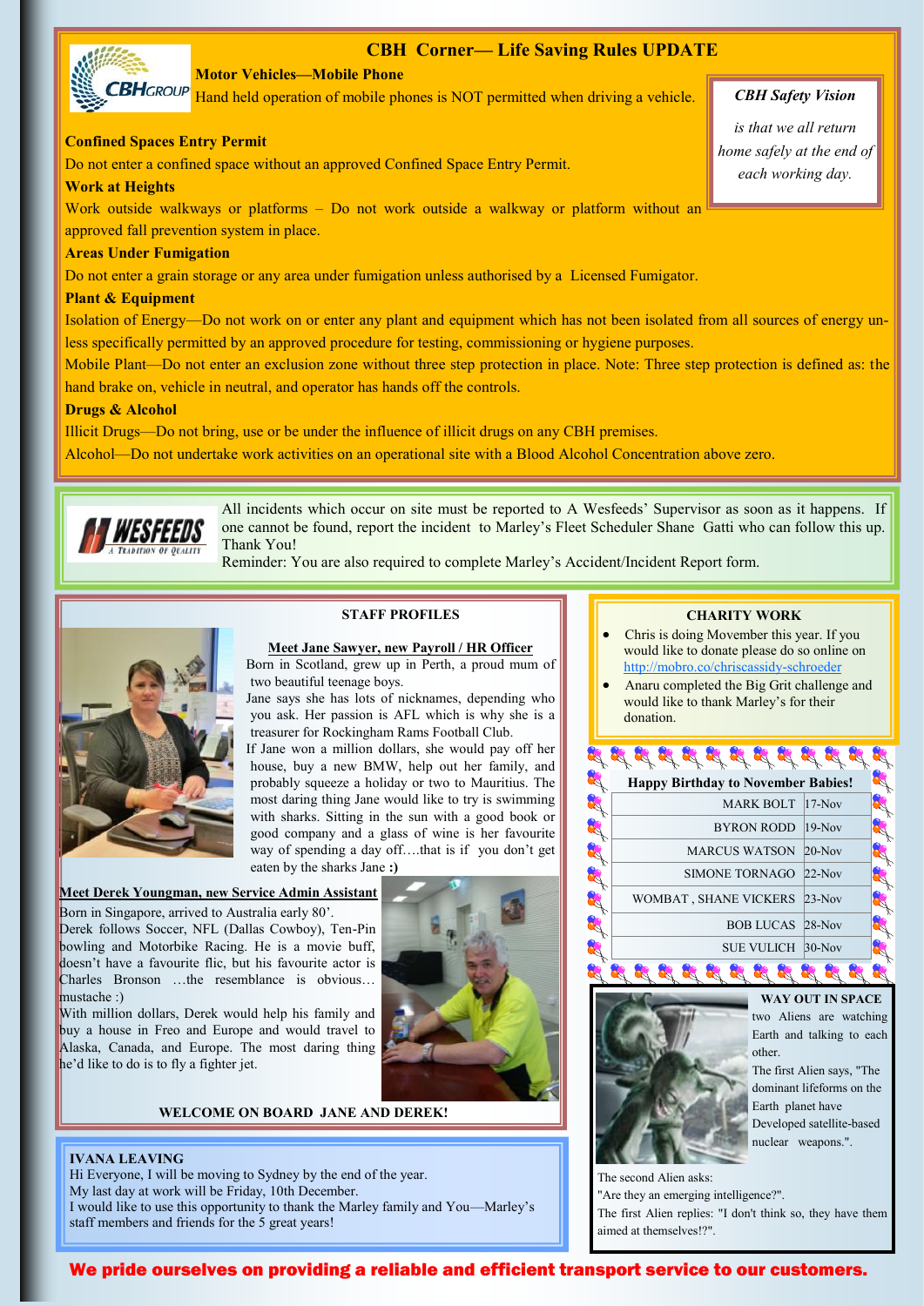## CBH Corner— Life Saving Rules UPDATE

**Motor Vehicles—Mobile Phone**

Hand held operation of mobile phones is NOT permitted when driving a vehicle.

*CBH Safety Vision*

*is that we all return home safely at the end of each working day.*

**Confined Spaces Entry Permit**

Do not enter a confined space without an approved Confined Space Entry Permit.

**Work at Heights**

Work outside walkways or platforms – Do not work outside a walkway or platform without an approved fall prevention system in place.

**Areas Under Fumigation**

Do not enter a grain storage or any area under fumigation unless authorised by a Licensed Fumigator.

**Plant & Equipment**

Isolation of Energy—Do not work on or enter any plant and equipment which has not been isolated from all sources of energy unless specifically permitted by an approved procedure for testing, commissioning or hygiene purposes.

Mobile Plant—Do not enter an exclusion zone without three step protection in place. Note: Three step protection is defined as: the hand brake on, vehicle in neutral, and operator has hands off the controls.

**Drugs & Alcohol**

Illicit Drugs—Do not bring, use or be under the influence of illicit drugs on any CBH premises.

Alcohol—Do not undertake work activities on an operational site with a Blood Alcohol Concentration above zero.

All incidents which occur on site must be reported to A Wesfeeds' Supervisor as soon as it happens. If one cannot be found, report the incident to Marley's Fleet Scheduler Shane Gatti who can follow this up. Thank You!

Reminder: You are also required to complete Marley's Accident/Incident Report form.

### STAFF PROFILES

**Meet Jane Sawyer, new Payroll / HR Officer**

Born in Scotland, grew up in Perth, a proud mum of two beautiful teenage boys.

Jane says she has lots of nicknames, depending who you ask. Her passion is AFL which is why she is a treasurer for Rockingham Rams Football Club.

If Jane won a million dollars, she would pay off her house, buy a new BMW, help out her family, and probably squeeze a holiday or two to Mauritius. The most daring thing Jane would like to try is swimming with sharks. Sitting in the sun with a good book or good company and a glass of wine is her favourite way of spending a day off….that is if you don't get eaten by the sharks Jane **:)**

**Meet Derek Youngman, new Service Admin Assistant**

Born in Singapore, arrived to Australia early 80'.

Derek follows Soccer, NFL (Dallas Cowboy), Ten-Pin bowling and Motorbike Racing. He is a movie buff, doesn't have a favourite flic, but his favourite actor is Charles Bronson …the resemblance is obvious… mustache :)

With million dollars, Derek would help his family and buy a house in Freo and Europe and would travel to Alaska, Canada, and Europe. The most daring thing he'd like to do is to fly a fighter jet.

**WELCOME ON BOARD JANE AND DEREK!**

### CHARITY WORK

- Chris is doing Movember this year. If you would like to donate please do so online on http://mobro.co/chriscassidy-schroeder
- Anaru completed the Big Grit challenge and would like to thank Marley's for their donation.

**Happy Birthday to November Babies!**

| | |
|---|---|
| MARK BOLT | 17-Nov |
| BYRON RODD | 19-Nov |
| MARCUS WATSON | 20-Nov |
| SIMONE TORNAGO | 22-Nov |
| WOMBAT , SHANE VICKERS | 23-Nov |
| BOB LUCAS | 28-Nov |
| SUE VULICH | 30-Nov |

**WAY OUT IN SPACE**

two Aliens are watching Earth and talking to each other.

The first Alien says, "The dominant lifeforms on the Earth planet have Developed satellite-based nuclear weapons.".

The second Alien asks:

"Are they an emerging intelligence?".

The first Alien replies: "I don't think so, they have them aimed at themselves!?".

**IVANA LEAVING**

Hi Everyone, I will be moving to Sydney by the end of the year.

My last day at work will be Friday, 10th December.

I would like to use this opportunity to thank the Marley family and You—Marley's staff members and friends for the 5 great years!

**We pride ourselves on providing a reliable and efficient transport service to our customers.**